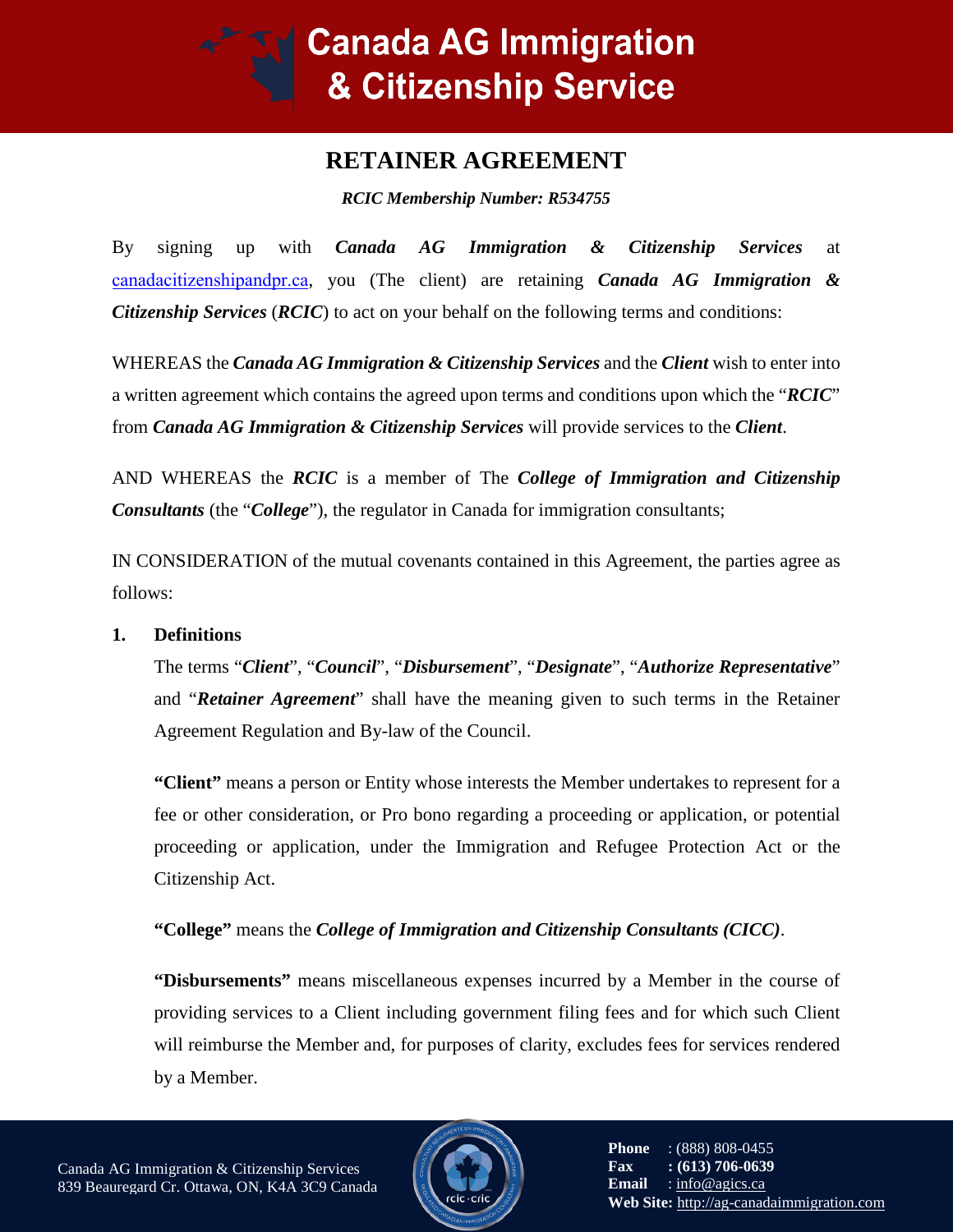# RETAINER AGREEMENT

***RCIC Membership Number: R534755***

By signing up with ***Canada AG Immigration & Citizenship Services*** at canadacitizenshipandpr.ca, you (The client) are retaining ***Canada AG Immigration & Citizenship Services*** (***RCIC***) to act on your behalf on the following terms and conditions:

WHEREAS the ***Canada AG Immigration & Citizenship Services*** and the ***Client*** wish to enter into a written agreement which contains the agreed upon terms and conditions upon which the "***RCIC***" from ***Canada AG Immigration & Citizenship Services*** will provide services to the ***Client***.

AND WHEREAS the ***RCIC*** is a member of The ***College of Immigration and Citizenship Consultants*** (the "***College***"), the regulator in Canada for immigration consultants;

IN CONSIDERATION of the mutual covenants contained in this Agreement, the parties agree as follows:

**1. Definitions**

The terms "***Client***", "***Council***", "***Disbursement***", "***Designate***", "***Authorize Representative***" and "***Retainer Agreement***" shall have the meaning given to such terms in the Retainer Agreement Regulation and By-law of the Council.

**"Client"** means a person or Entity whose interests the Member undertakes to represent for a fee or other consideration, or Pro bono regarding a proceeding or application, or potential proceeding or application, under the Immigration and Refugee Protection Act or the Citizenship Act.

**"College"** means the ***College of Immigration and Citizenship Consultants (CICC)***.

**"Disbursements"** means miscellaneous expenses incurred by a Member in the course of providing services to a Client including government filing fees and for which such Client will reimburse the Member and, for purposes of clarity, excludes fees for services rendered by a Member.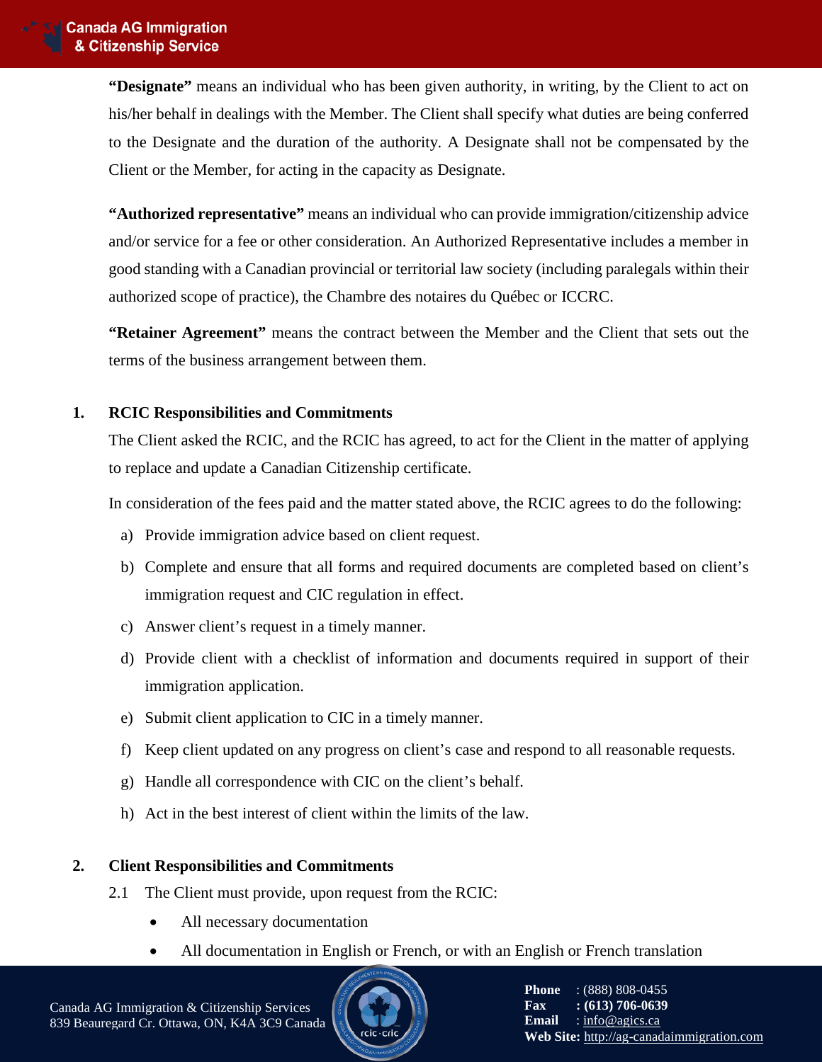**"Designate"** means an individual who has been given authority, in writing, by the Client to act on his/her behalf in dealings with the Member. The Client shall specify what duties are being conferred to the Designate and the duration of the authority. A Designate shall not be compensated by the Client or the Member, for acting in the capacity as Designate.

**"Authorized representative"** means an individual who can provide immigration/citizenship advice and/or service for a fee or other consideration. An Authorized Representative includes a member in good standing with a Canadian provincial or territorial law society (including paralegals within their authorized scope of practice), the Chambre des notaires du Québec or ICCRC.

**"Retainer Agreement"** means the contract between the Member and the Client that sets out the terms of the business arrangement between them.

## 1. RCIC Responsibilities and Commitments

The Client asked the RCIC, and the RCIC has agreed, to act for the Client in the matter of applying to replace and update a Canadian Citizenship certificate.

In consideration of the fees paid and the matter stated above, the RCIC agrees to do the following:

a) Provide immigration advice based on client request.
b) Complete and ensure that all forms and required documents are completed based on client's immigration request and CIC regulation in effect.
c) Answer client's request in a timely manner.
d) Provide client with a checklist of information and documents required in support of their immigration application.
e) Submit client application to CIC in a timely manner.
f) Keep client updated on any progress on client's case and respond to all reasonable requests.
g) Handle all correspondence with CIC on the client's behalf.
h) Act in the best interest of client within the limits of the law.

## 2. Client Responsibilities and Commitments

2.1 The Client must provide, upon request from the RCIC:

- All necessary documentation
- All documentation in English or French, or with an English or French translation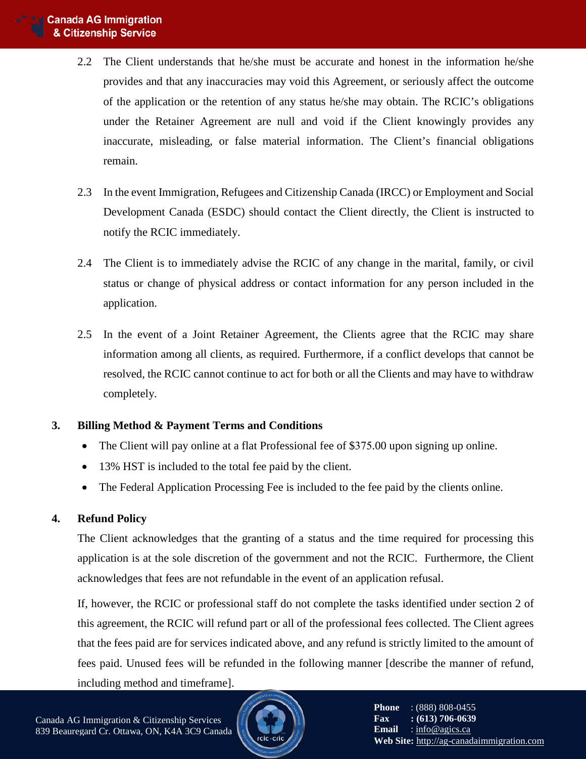2.2 The Client understands that he/she must be accurate and honest in the information he/she provides and that any inaccuracies may void this Agreement, or seriously affect the outcome of the application or the retention of any status he/she may obtain. The RCIC's obligations under the Retainer Agreement are null and void if the Client knowingly provides any inaccurate, misleading, or false material information. The Client's financial obligations remain.

2.3 In the event Immigration, Refugees and Citizenship Canada (IRCC) or Employment and Social Development Canada (ESDC) should contact the Client directly, the Client is instructed to notify the RCIC immediately.

2.4 The Client is to immediately advise the RCIC of any change in the marital, family, or civil status or change of physical address or contact information for any person included in the application.

2.5 In the event of a Joint Retainer Agreement, the Clients agree that the RCIC may share information among all clients, as required. Furthermore, if a conflict develops that cannot be resolved, the RCIC cannot continue to act for both or all the Clients and may have to withdraw completely.

**3. Billing Method & Payment Terms and Conditions**

- The Client will pay online at a flat Professional fee of $375.00 upon signing up online.
- 13% HST is included to the total fee paid by the client.
- The Federal Application Processing Fee is included to the fee paid by the clients online.

**4. Refund Policy**

The Client acknowledges that the granting of a status and the time required for processing this application is at the sole discretion of the government and not the RCIC. Furthermore, the Client acknowledges that fees are not refundable in the event of an application refusal.

If, however, the RCIC or professional staff do not complete the tasks identified under section 2 of this agreement, the RCIC will refund part or all of the professional fees collected. The Client agrees that the fees paid are for services indicated above, and any refund is strictly limited to the amount of fees paid. Unused fees will be refunded in the following manner [describe the manner of refund, including method and timeframe].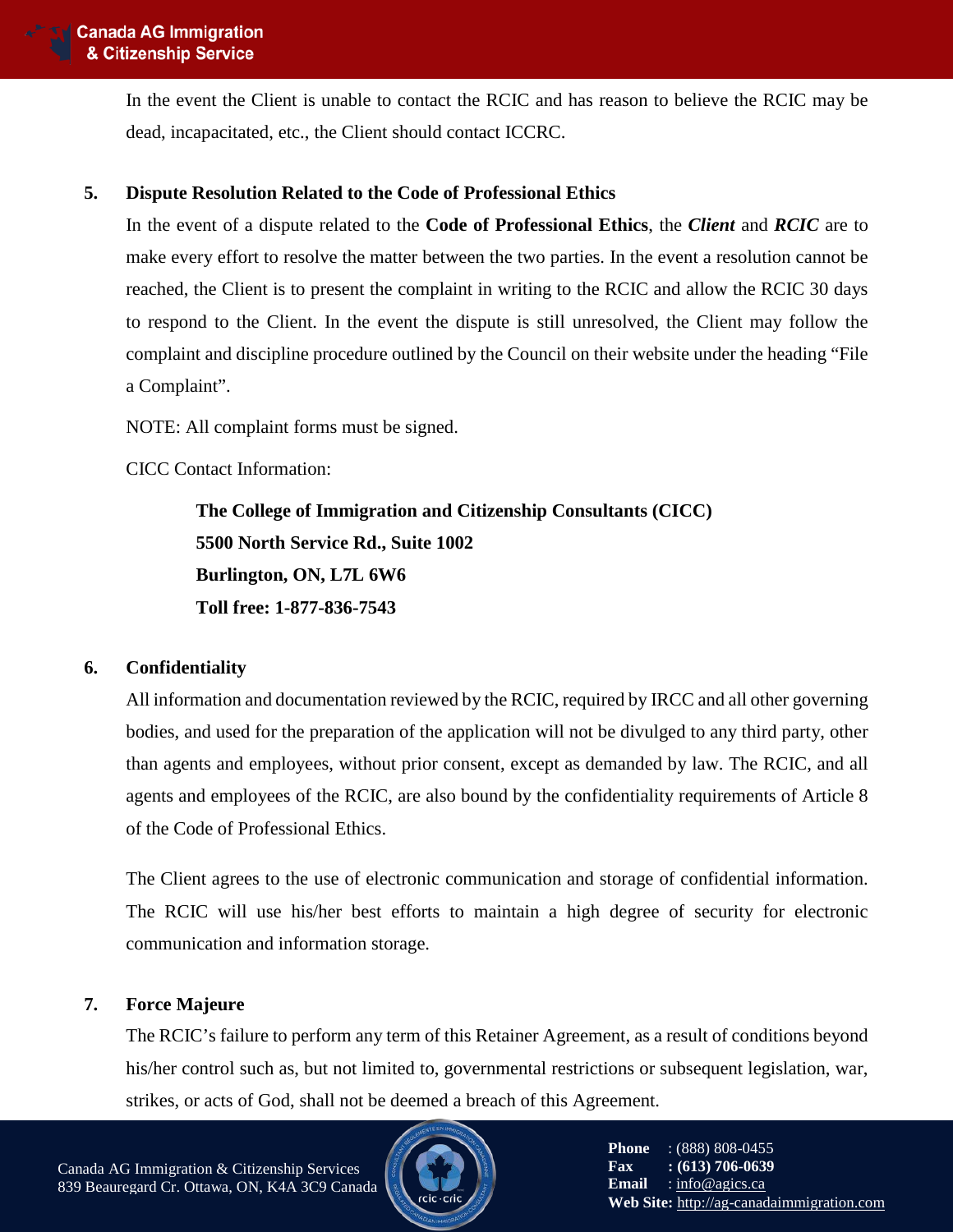In the event the Client is unable to contact the RCIC and has reason to believe the RCIC may be dead, incapacitated, etc., the Client should contact ICCRC.

**5. Dispute Resolution Related to the Code of Professional Ethics**

In the event of a dispute related to the **Code of Professional Ethics**, the ***Client*** and ***RCIC*** are to make every effort to resolve the matter between the two parties. In the event a resolution cannot be reached, the Client is to present the complaint in writing to the RCIC and allow the RCIC 30 days to respond to the Client. In the event the dispute is still unresolved, the Client may follow the complaint and discipline procedure outlined by the Council on their website under the heading "File a Complaint".

NOTE: All complaint forms must be signed.

CICC Contact Information:

> **The College of Immigration and Citizenship Consultants (CICC)**
> **5500 North Service Rd., Suite 1002**
> **Burlington, ON, L7L 6W6**
> **Toll free: 1-877-836-7543**

**6. Confidentiality**

All information and documentation reviewed by the RCIC, required by IRCC and all other governing bodies, and used for the preparation of the application will not be divulged to any third party, other than agents and employees, without prior consent, except as demanded by law. The RCIC, and all agents and employees of the RCIC, are also bound by the confidentiality requirements of Article 8 of the Code of Professional Ethics.

The Client agrees to the use of electronic communication and storage of confidential information. The RCIC will use his/her best efforts to maintain a high degree of security for electronic communication and information storage.

**7. Force Majeure**

The RCIC's failure to perform any term of this Retainer Agreement, as a result of conditions beyond his/her control such as, but not limited to, governmental restrictions or subsequent legislation, war, strikes, or acts of God, shall not be deemed a breach of this Agreement.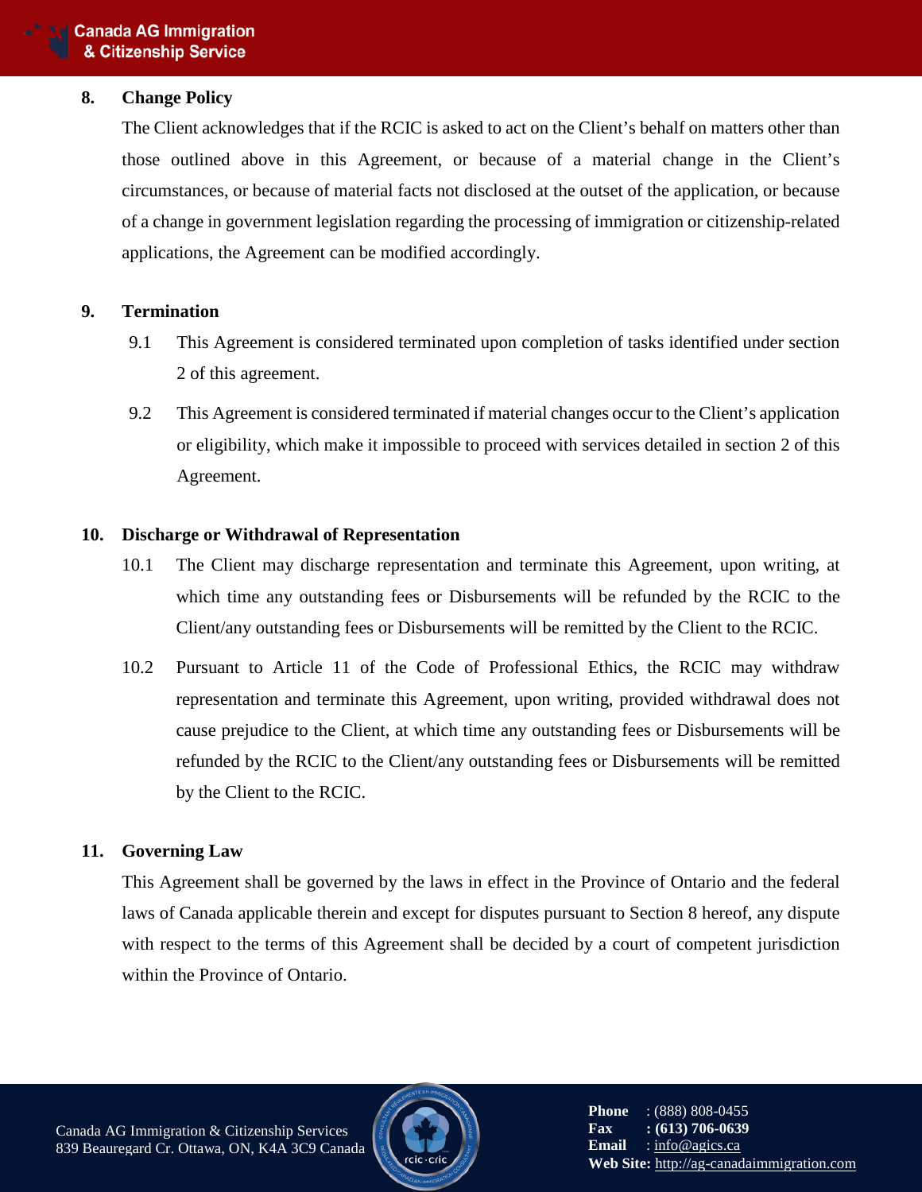## 8. Change Policy

The Client acknowledges that if the RCIC is asked to act on the Client's behalf on matters other than those outlined above in this Agreement, or because of a material change in the Client's circumstances, or because of material facts not disclosed at the outset of the application, or because of a change in government legislation regarding the processing of immigration or citizenship-related applications, the Agreement can be modified accordingly.

## 9. Termination

9.1 This Agreement is considered terminated upon completion of tasks identified under section 2 of this agreement.

9.2 This Agreement is considered terminated if material changes occur to the Client's application or eligibility, which make it impossible to proceed with services detailed in section 2 of this Agreement.

## 10. Discharge or Withdrawal of Representation

10.1 The Client may discharge representation and terminate this Agreement, upon writing, at which time any outstanding fees or Disbursements will be refunded by the RCIC to the Client/any outstanding fees or Disbursements will be remitted by the Client to the RCIC.

10.2 Pursuant to Article 11 of the Code of Professional Ethics, the RCIC may withdraw representation and terminate this Agreement, upon writing, provided withdrawal does not cause prejudice to the Client, at which time any outstanding fees or Disbursements will be refunded by the RCIC to the Client/any outstanding fees or Disbursements will be remitted by the Client to the RCIC.

## 11. Governing Law

This Agreement shall be governed by the laws in effect in the Province of Ontario and the federal laws of Canada applicable therein and except for disputes pursuant to Section 8 hereof, any dispute with respect to the terms of this Agreement shall be decided by a court of competent jurisdiction within the Province of Ontario.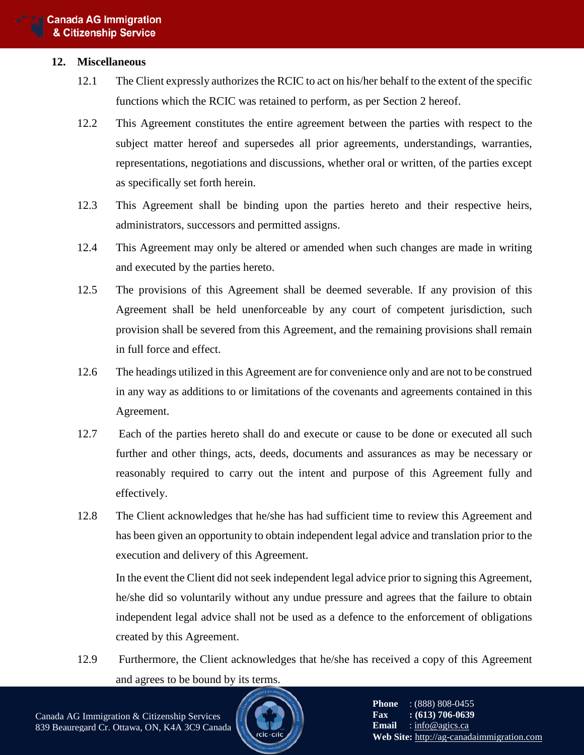## 12. Miscellaneous

12.1 The Client expressly authorizes the RCIC to act on his/her behalf to the extent of the specific functions which the RCIC was retained to perform, as per Section 2 hereof.

12.2 This Agreement constitutes the entire agreement between the parties with respect to the subject matter hereof and supersedes all prior agreements, understandings, warranties, representations, negotiations and discussions, whether oral or written, of the parties except as specifically set forth herein.

12.3 This Agreement shall be binding upon the parties hereto and their respective heirs, administrators, successors and permitted assigns.

12.4 This Agreement may only be altered or amended when such changes are made in writing and executed by the parties hereto.

12.5 The provisions of this Agreement shall be deemed severable. If any provision of this Agreement shall be held unenforceable by any court of competent jurisdiction, such provision shall be severed from this Agreement, and the remaining provisions shall remain in full force and effect.

12.6 The headings utilized in this Agreement are for convenience only and are not to be construed in any way as additions to or limitations of the covenants and agreements contained in this Agreement.

12.7 Each of the parties hereto shall do and execute or cause to be done or executed all such further and other things, acts, deeds, documents and assurances as may be necessary or reasonably required to carry out the intent and purpose of this Agreement fully and effectively.

12.8 The Client acknowledges that he/she has had sufficient time to review this Agreement and has been given an opportunity to obtain independent legal advice and translation prior to the execution and delivery of this Agreement.

In the event the Client did not seek independent legal advice prior to signing this Agreement, he/she did so voluntarily without any undue pressure and agrees that the failure to obtain independent legal advice shall not be used as a defence to the enforcement of obligations created by this Agreement.

12.9 Furthermore, the Client acknowledges that he/she has received a copy of this Agreement and agrees to be bound by its terms.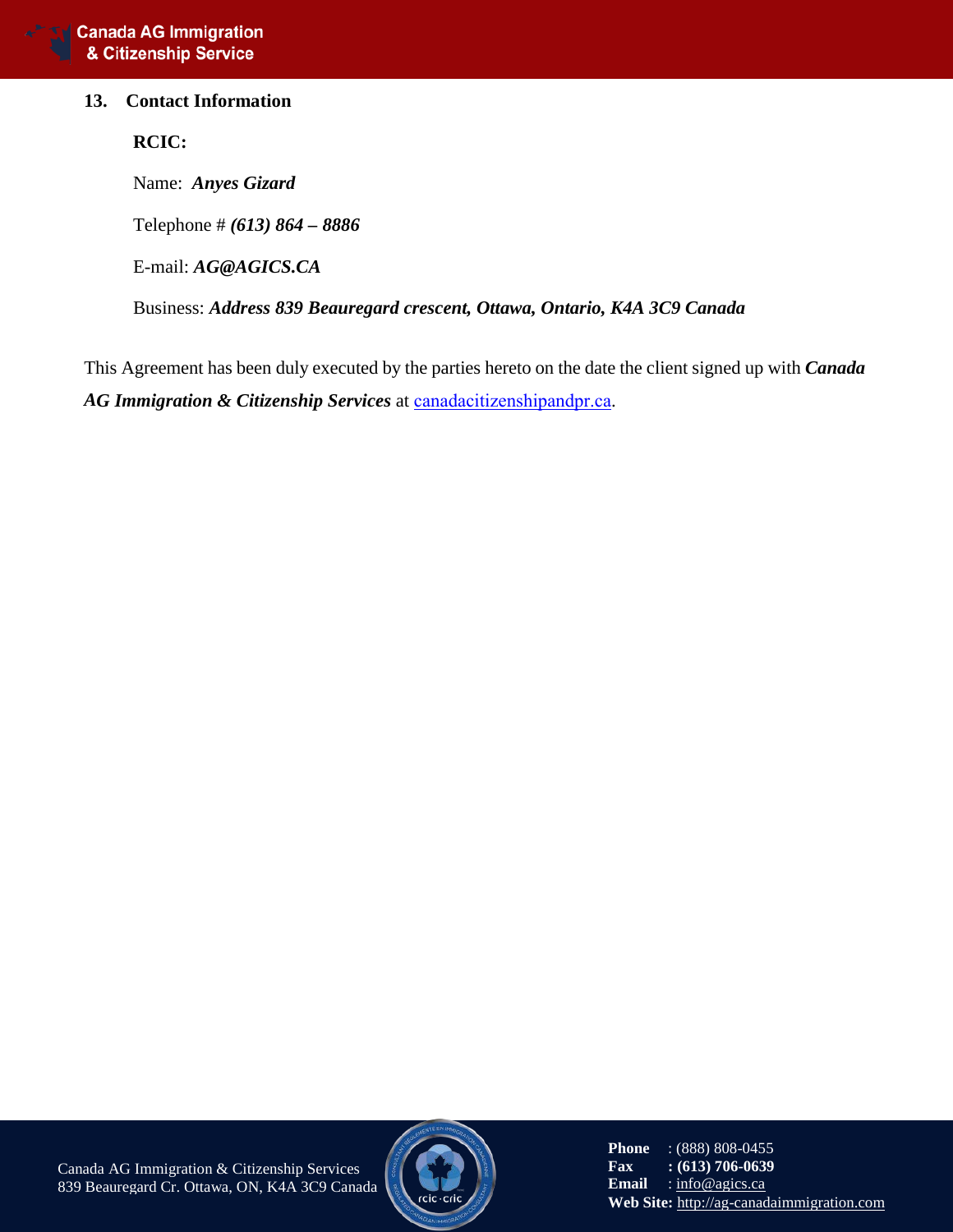## 13. Contact Information

**RCIC:**

Name: ***Anyes Gizard***

Telephone # ***(613) 864 – 8886***

E-mail: ***AG@AGICS.CA***

Business: ***Address 839 Beauregard crescent, Ottawa, Ontario, K4A 3C9 Canada***

This Agreement has been duly executed by the parties hereto on the date the client signed up with ***Canada AG Immigration & Citizenship Services*** at canadacitizenshipandpr.ca.